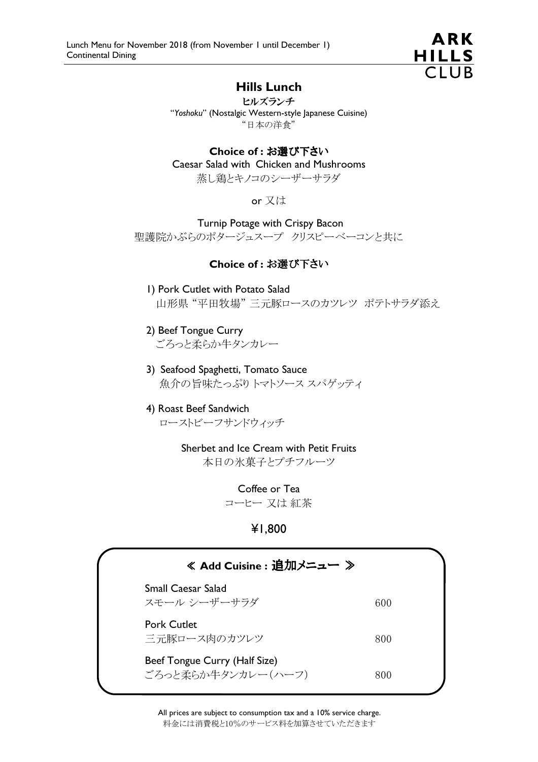Lunch Menu for November 2018 (from November 1 until December 1)
Continental Dining

**ARK HILLS CLUB**

## Hills Lunch

**ヒルズランチ**

"*Yoshoku*" (Nostalgic Western-style Japanese Cuisine)
"日本の洋食"

**Choice of : お選び下さい**

Caesar Salad with Chicken and Mushrooms
蒸し鶏とキノコのシーザーサラダ

or 又は

Turnip Potage with Crispy Bacon
聖護院かぶらのポタージュスープ　クリスピーベーコンと共に

**Choice of : お選び下さい**

1) Pork Cutlet with Potato Salad
山形県 "平田牧場" 三元豚ロースのカツレツ　ポテトサラダ添え

2) Beef Tongue Curry
ごろっと柔らか牛タンカレー

3) Seafood Spaghetti, Tomato Sauce
魚介の旨味たっぷり トマトソース スパゲッティ

4) Roast Beef Sandwich
ローストビーフサンドウィッチ

Sherbet and Ice Cream with Petit Fruits
本日の氷菓子とプチフルーツ

Coffee or Tea
コーヒー 又は 紅茶

¥1,800

**≪ Add Cuisine : 追加メニュー ≫**

| | |
|---|---|
| Small Caesar Salad<br>スモール シーザーサラダ | 600 |
| Pork Cutlet<br>三元豚ロース肉のカツレツ | 800 |
| Beef Tongue Curry (Half Size)<br>ごろっと柔らか牛タンカレー（ハーフ） | 800 |

All prices are subject to consumption tax and a 10% service charge.
料金には消費税と10%のサービス料を加算させていただきます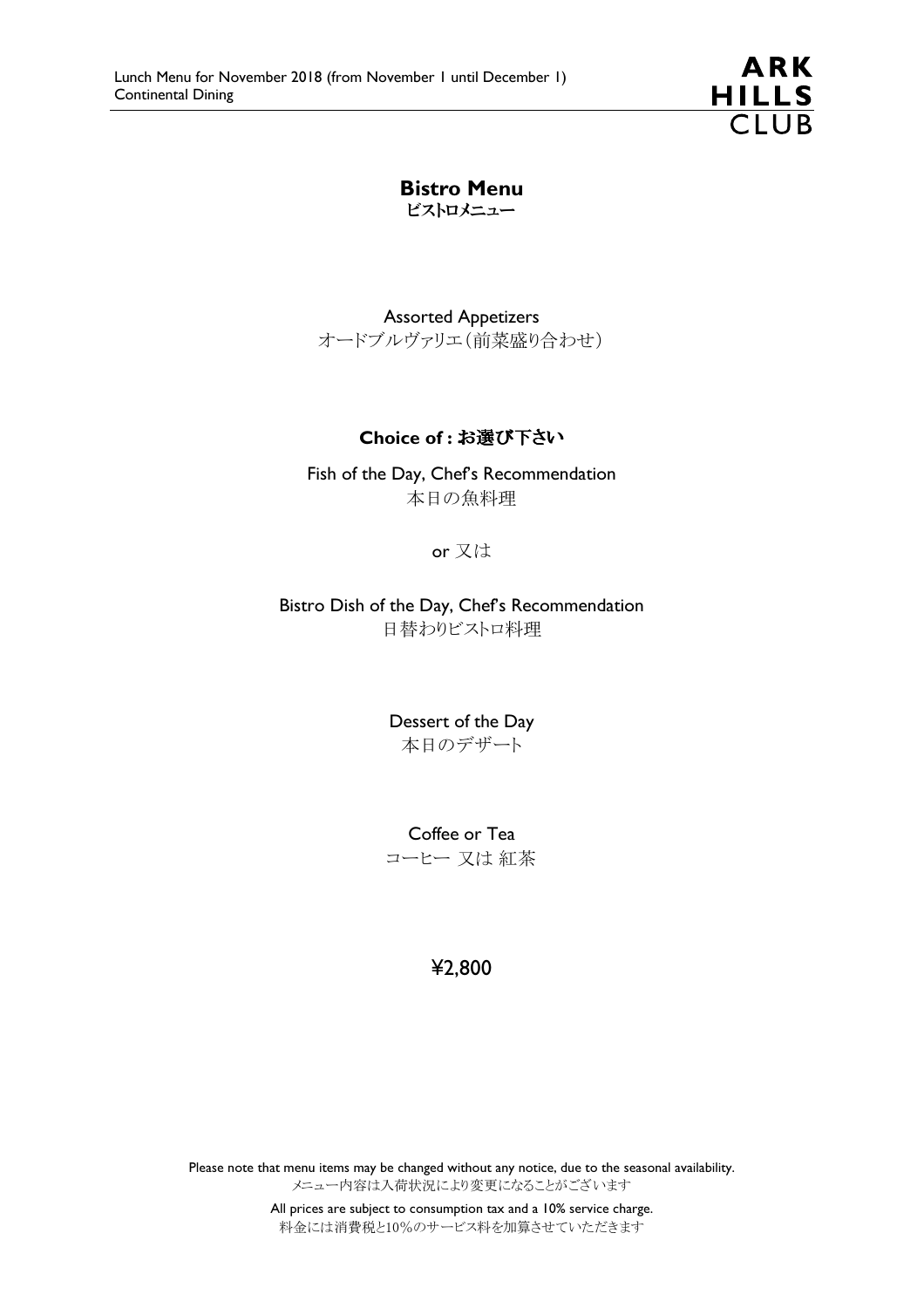# Bistro Menu
## ビストロメニュー

Assorted Appetizers
オードブルヴァリエ（前菜盛り合わせ）

**Choice of : お選び下さい**

Fish of the Day, Chef's Recommendation
本日の魚料理

or 又は

Bistro Dish of the Day, Chef's Recommendation
日替わりビストロ料理

Dessert of the Day
本日のデザート

Coffee or Tea
コーヒー 又は 紅茶

¥2,800

Please note that menu items may be changed without any notice, due to the seasonal availability.
メニュー内容は入荷状況により変更になることがございます

All prices are subject to consumption tax and a 10% service charge.
料金には消費税と10%のサービス料を加算させていただきます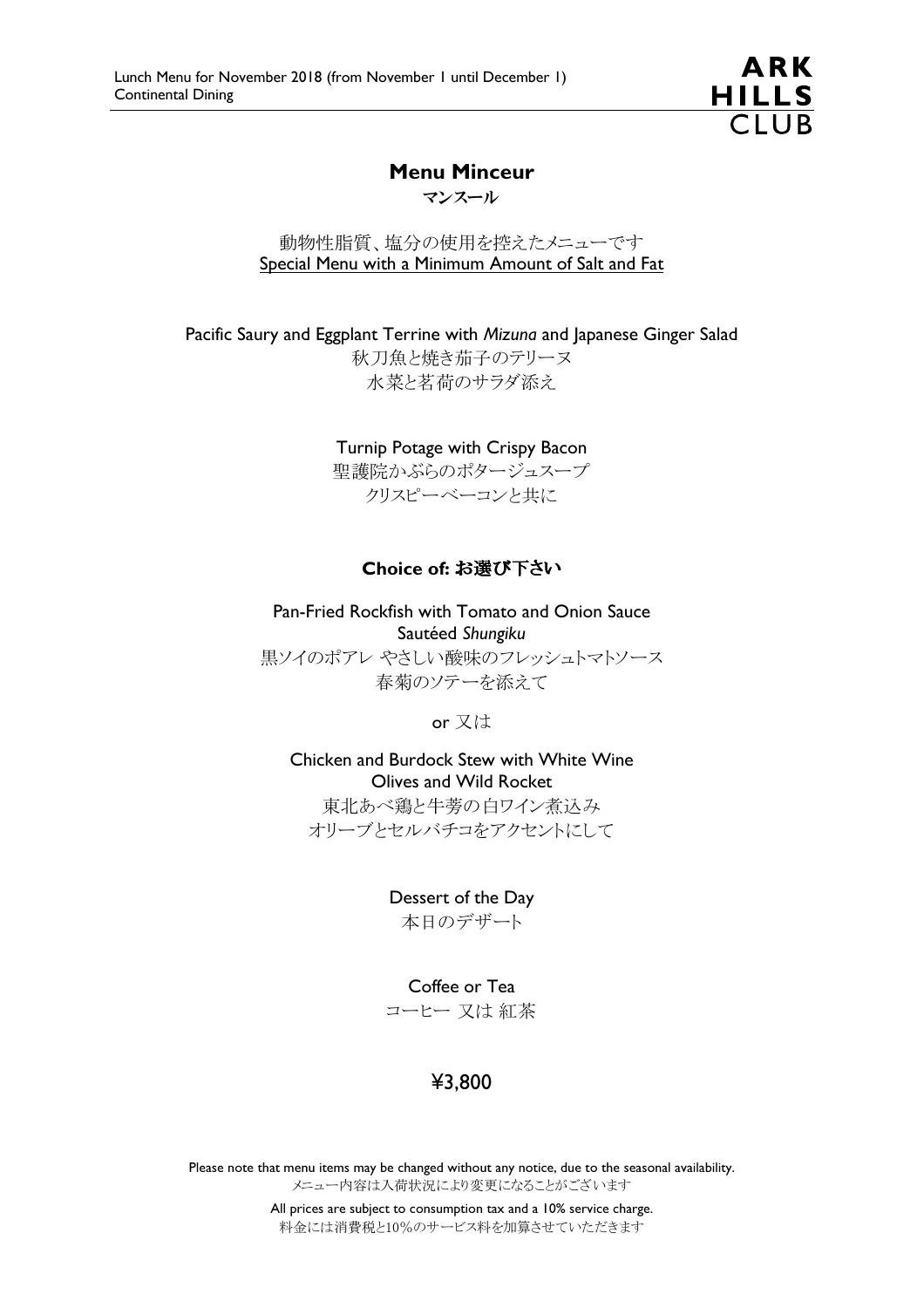Lunch Menu for November 2018 (from November 1 until December 1)
Continental Dining

ARK HILLS CLUB

## Menu Minceur
マンスール

動物性脂質、塩分の使用を控えたメニューです
Special Menu with a Minimum Amount of Salt and Fat

Pacific Saury and Eggplant Terrine with *Mizuna* and Japanese Ginger Salad
秋刀魚と焼き茄子のテリーヌ
水菜と茗荷のサラダ添え

Turnip Potage with Crispy Bacon
聖護院かぶらのポタージュスープ
クリスピーベーコンと共に

**Choice of: お選び下さい**

Pan-Fried Rockfish with Tomato and Onion Sauce
Sautéed *Shungiku*
黒ソイのポアレ やさしい酸味のフレッシュトマトソース
春菊のソテーを添えて

or 又は

Chicken and Burdock Stew with White Wine
Olives and Wild Rocket
東北あべ鶏と牛蒡の白ワイン煮込み
オリーブとセルバチコをアクセントにして

Dessert of the Day
本日のデザート

Coffee or Tea
コーヒー 又は 紅茶

¥3,800

Please note that menu items may be changed without any notice, due to the seasonal availability.
メニュー内容は入荷状況により変更になることがございます

All prices are subject to consumption tax and a 10% service charge.
料金には消費税と10%のサービス料を加算させていただきます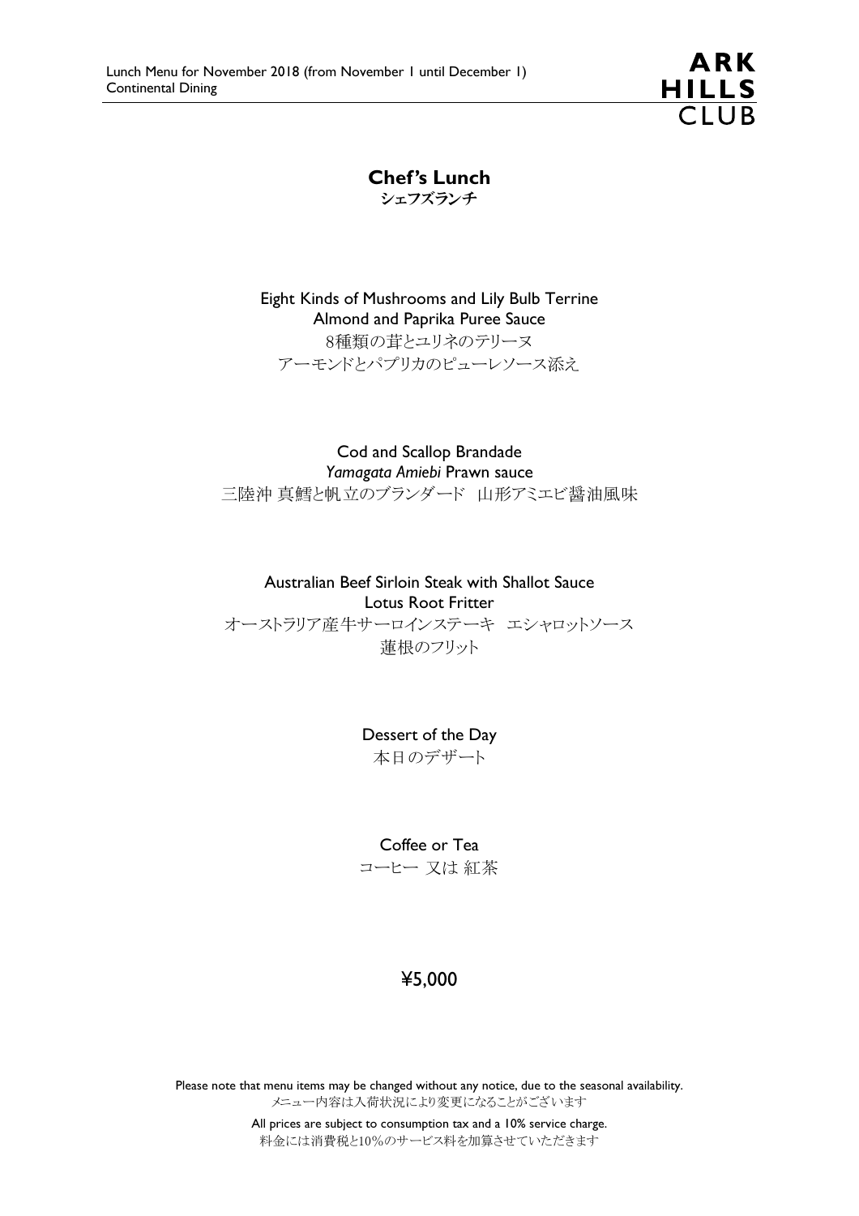Lunch Menu for November 2018 (from November 1 until December 1)
Continental Dining

ARK HILLS CLUB

## Chef's Lunch
**シェフズランチ**

Eight Kinds of Mushrooms and Lily Bulb Terrine
Almond and Paprika Puree Sauce
8種類の茸とユリネのテリーヌ
アーモンドとパプリカのピューレソース添え

Cod and Scallop Brandade
*Yamagata Amiebi* Prawn sauce
三陸沖 真鱈と帆立のブランダード　山形アミエビ醤油風味

Australian Beef Sirloin Steak with Shallot Sauce
Lotus Root Fritter
オーストラリア産牛サーロインステーキ　エシャロットソース
蓮根のフリット

Dessert of the Day
本日のデザート

Coffee or Tea
コーヒー 又は 紅茶

¥5,000

Please note that menu items may be changed without any notice, due to the seasonal availability.
メニュー内容は入荷状況により変更になることがございます

All prices are subject to consumption tax and a 10% service charge.
料金には消費税と10%のサービス料を加算させていただきます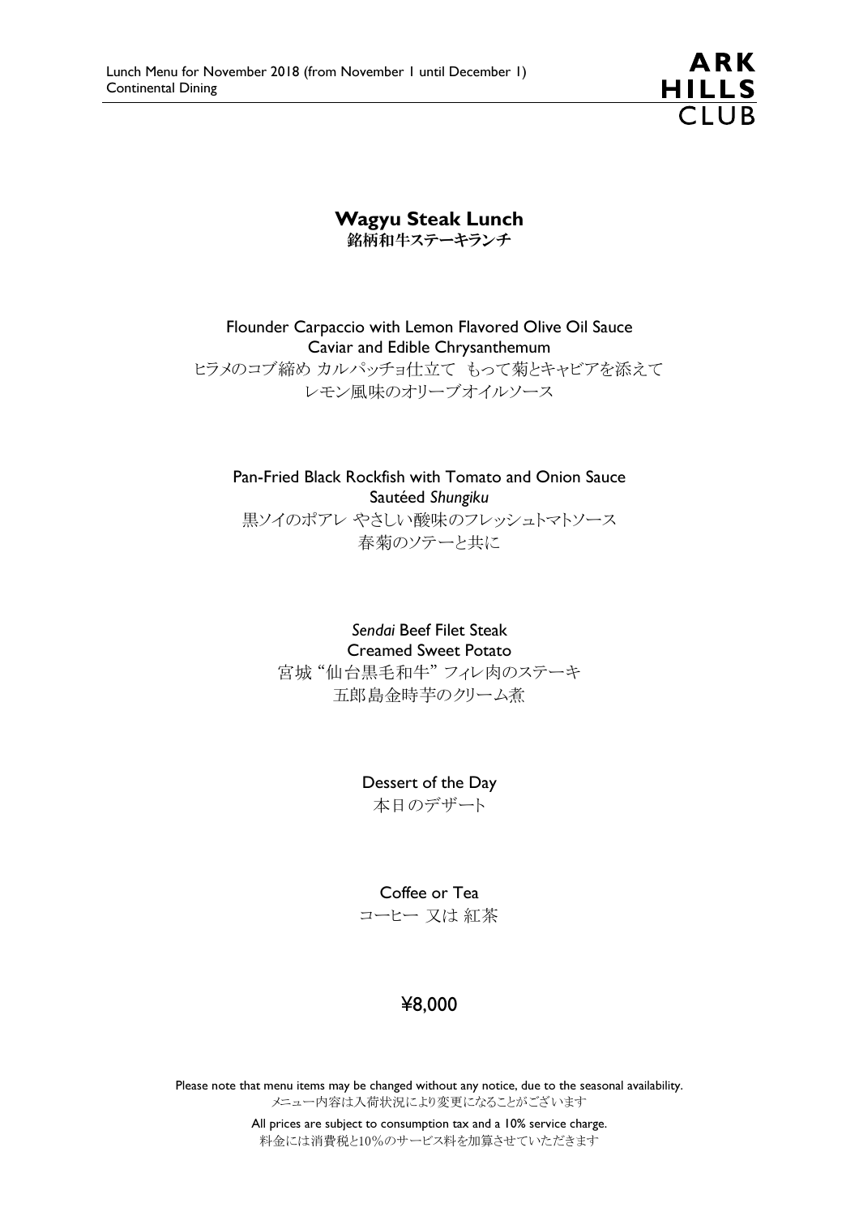## Wagyu Steak Lunch
**銘柄和牛ステーキランチ**

Flounder Carpaccio with Lemon Flavored Olive Oil Sauce
Caviar and Edible Chrysanthemum
ヒラメのコブ締め カルパッチョ仕立て　もって菊とキャビアを添えて
レモン風味のオリーブオイルソース

Pan-Fried Black Rockfish with Tomato and Onion Sauce
Sautéed *Shungiku*
黒ソイのポアレ やさしい酸味のフレッシュトマトソース
春菊のソテーと共に

*Sendai* Beef Filet Steak
Creamed Sweet Potato
宮城 "仙台黒毛和牛" フィレ肉のステーキ
五郎島金時芋のクリーム煮

Dessert of the Day
本日のデザート

Coffee or Tea
コーヒー 又は 紅茶

¥8,000

Please note that menu items may be changed without any notice, due to the seasonal availability.
メニュー内容は入荷状況により変更になることがございます

All prices are subject to consumption tax and a 10% service charge.
料金には消費税と10%のサービス料を加算させていただきます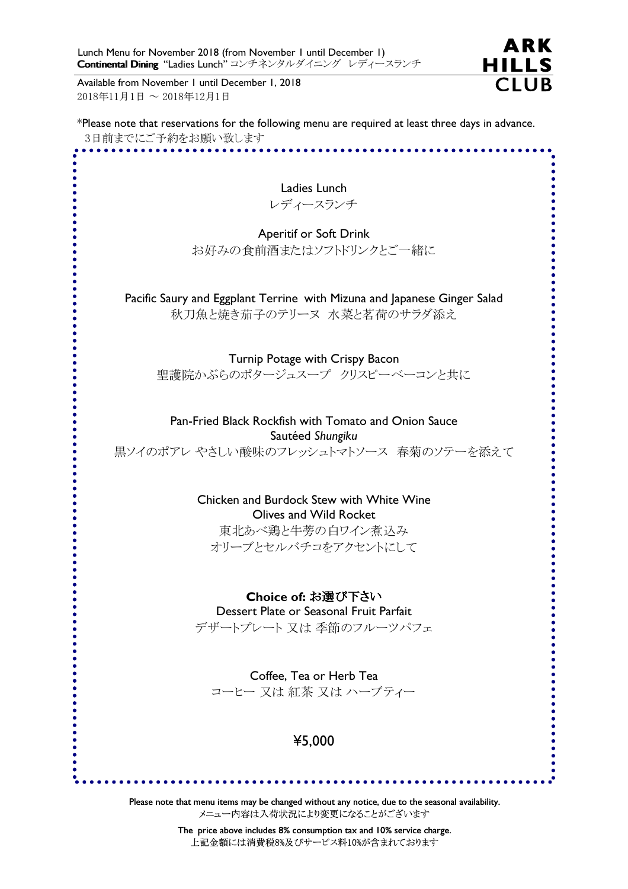Lunch Menu for November 2018 (from November 1 until December 1)
**Continental Dining** "Ladies Lunch" コンチネンタルダイニング　レディースランチ

Available from November 1 until December 1, 2018
2018年11月1日 ～ 2018年12月1日

ARK HILLS CLUB

*Please note that reservations for the following menu are required at least three days in advance.
3日前までにご予約をお願い致します

## Ladies Lunch
## レディースランチ

Aperitif or Soft Drink
お好みの食前酒またはソフトドリンクとご一緒に

Pacific Saury and Eggplant Terrine with Mizuna and Japanese Ginger Salad
秋刀魚と焼き茄子のテリーヌ　水菜と茗荷のサラダ添え

Turnip Potage with Crispy Bacon
聖護院かぶらのポタージュスープ　クリスピーベーコンと共に

Pan-Fried Black Rockfish with Tomato and Onion Sauce
Sautéed *Shungiku*
黒ソイのポアレ やさしい酸味のフレッシュトマトソース　春菊のソテーを添えて

Chicken and Burdock Stew with White Wine
Olives and Wild Rocket
東北あべ鶏と牛蒡の白ワイン煮込み
オリーブとセルバチコをアクセントにして

**Choice of: お選び下さい**
Dessert Plate or Seasonal Fruit Parfait
デザートプレート 又は 季節のフルーツパフェ

Coffee, Tea or Herb Tea
コーヒー 又は 紅茶 又は ハーブティー

¥5,000

Please note that menu items may be changed without any notice, due to the seasonal availability.
メニュー内容は入荷状況により変更になることがございます

The price above includes 8% consumption tax and 10% service charge.
上記金額には消費税8%及びサービス料10%が含まれております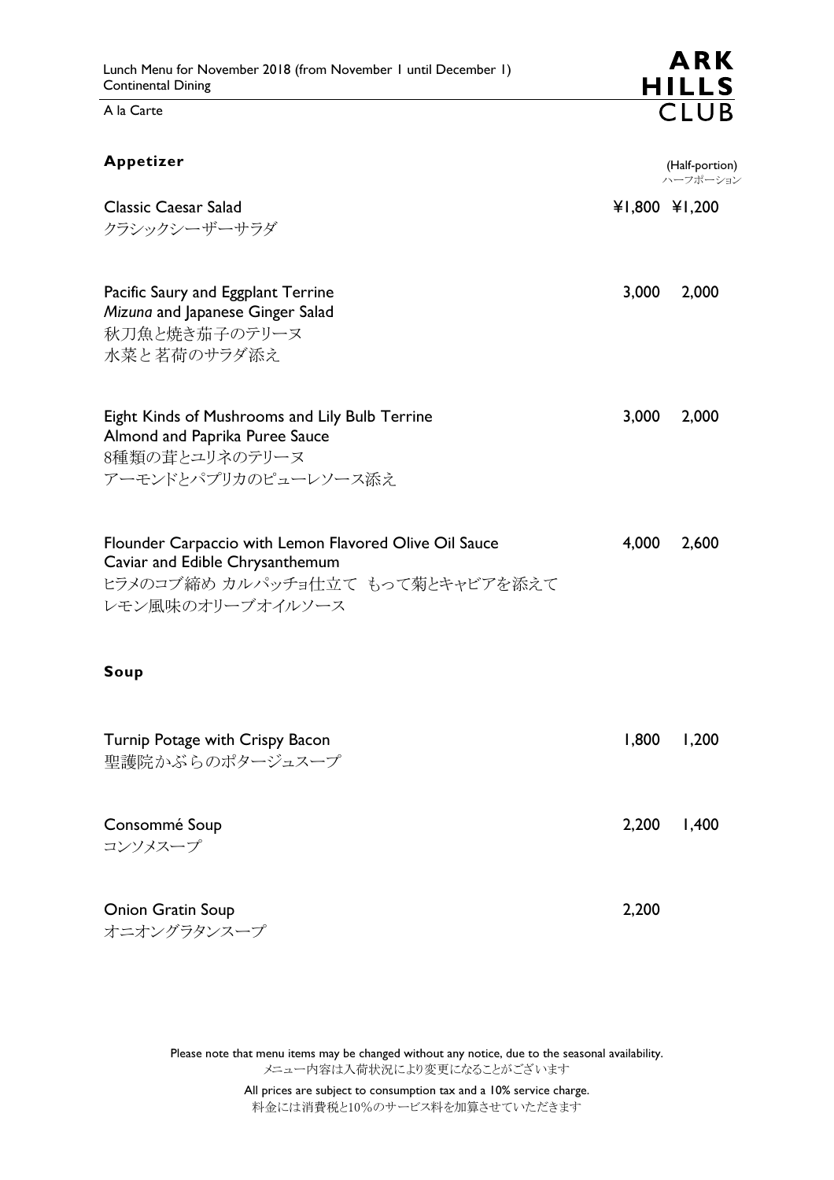Lunch Menu for November 2018 (from November 1 until December 1)
Continental Dining

ARK HILLS CLUB

A la Carte

## Appetizer

| | | (Half-portion) ハーフポーション |
|---|---|---|
| Classic Caesar Salad<br>クラシックシーザーサラダ | ¥1,800 | ¥1,200 |
| Pacific Saury and Eggplant Terrine<br>*Mizuna* and Japanese Ginger Salad<br>秋刀魚と焼き茄子のテリーヌ<br>水菜と茗荷のサラダ添え | 3,000 | 2,000 |
| Eight Kinds of Mushrooms and Lily Bulb Terrine<br>Almond and Paprika Puree Sauce<br>8種類の茸とユリネのテリーヌ<br>アーモンドとパプリカのピューレソース添え | 3,000 | 2,000 |
| Flounder Carpaccio with Lemon Flavored Olive Oil Sauce<br>Caviar and Edible Chrysanthemum<br>ヒラメのコブ締め カルパッチョ仕立て もって菊とキャビアを添えて<br>レモン風味のオリーブオイルソース | 4,000 | 2,600 |

## Soup

| | | |
|---|---|---|
| Turnip Potage with Crispy Bacon<br>聖護院かぶらのポタージュスープ | 1,800 | 1,200 |
| Consommé Soup<br>コンソメスープ | 2,200 | 1,400 |
| Onion Gratin Soup<br>オニオングラタンスープ | 2,200 | |

Please note that menu items may be changed without any notice, due to the seasonal availability.
メニュー内容は入荷状況により変更になることがございます

All prices are subject to consumption tax and a 10% service charge.
料金には消費税と10%のサービス料を加算させていただきます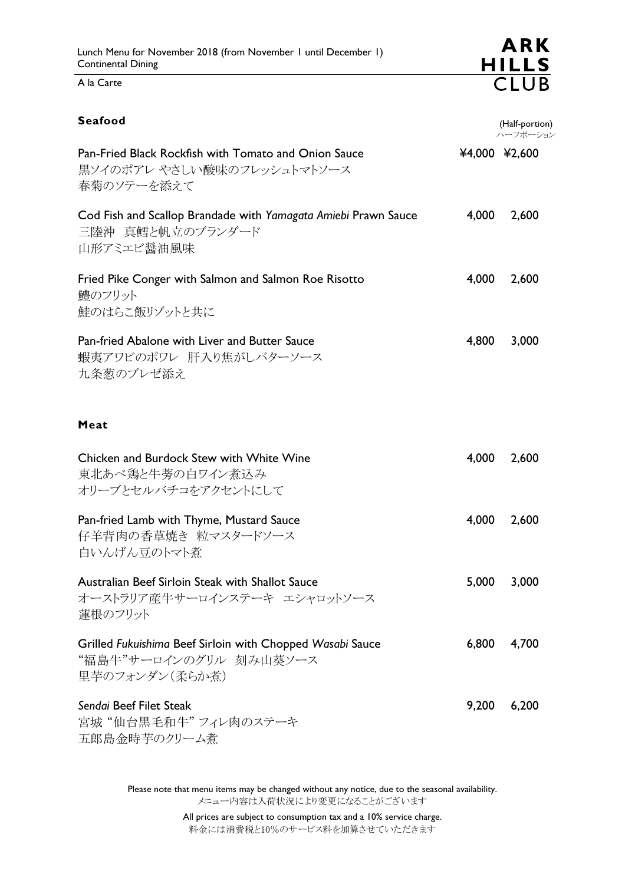Lunch Menu for November 2018 (from November 1 until December 1)
Continental Dining

A la Carte

ARK HILLS CLUB

## Seafood

| | | (Half-portion) ハーフポーション |
|---|---|---|
| Pan-Fried Black Rockfish with Tomato and Onion Sauce<br>黒ソイのポアレ やさしい酸味のフレッシュトマトソース<br>春菊のソテーを添えて | ¥4,000 | ¥2,600 |
| Cod Fish and Scallop Brandade with *Yamagata Amiebi* Prawn Sauce<br>三陸沖 真鱈と帆立のブランダード<br>山形アミエビ醤油風味 | 4,000 | 2,600 |
| Fried Pike Conger with Salmon and Salmon Roe Risotto<br>鱧のフリット<br>鮭のはらこ飯リゾットと共に | 4,000 | 2,600 |
| Pan-fried Abalone with Liver and Butter Sauce<br>蝦夷アワビのポワレ 肝入り焦がしバターソース<br>九条葱のブレゼ添え | 4,800 | 3,000 |

## Meat

| | | |
|---|---|---|
| Chicken and Burdock Stew with White Wine<br>東北あべ鶏と牛蒡の白ワイン煮込み<br>オリーブとセルバチコをアクセントにして | 4,000 | 2,600 |
| Pan-fried Lamb with Thyme, Mustard Sauce<br>仔羊背肉の香草焼き 粒マスタードソース<br>白いんげん豆のトマト煮 | 4,000 | 2,600 |
| Australian Beef Sirloin Steak with Shallot Sauce<br>オーストラリア産牛サーロインステーキ エシャロットソース<br>蓮根のフリット | 5,000 | 3,000 |
| Grilled *Fukuishima* Beef Sirloin with Chopped *Wasabi* Sauce<br>"福島牛"サーロインのグリル 刻み山葵ソース<br>里芋のフォンダン（柔らか煮） | 6,800 | 4,700 |
| *Sendai* Beef Filet Steak<br>宮城 "仙台黒毛和牛" フィレ肉のステーキ<br>五郎島金時芋のクリーム煮 | 9,200 | 6,200 |

Please note that menu items may be changed without any notice, due to the seasonal availability.
メニュー内容は入荷状況により変更になることがございます

All prices are subject to consumption tax and a 10% service charge.
料金には消費税と10%のサービス料を加算させていただきます